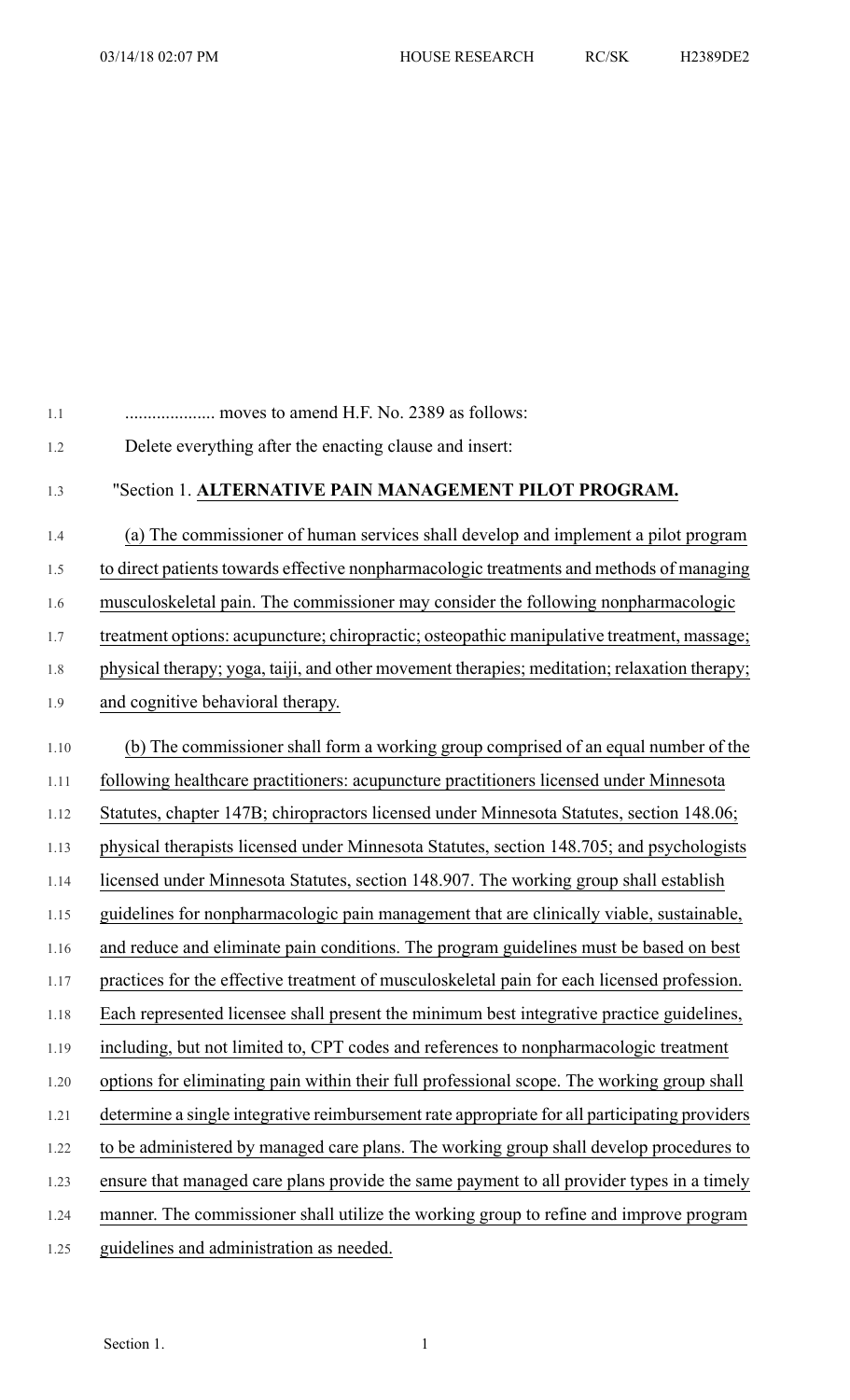.................... moves to amend H.F. No. 2389 as follows:

Delete everything after the enacting clause and insert:

"Section 1. **ALTERNATIVE PAIN MANAGEMENT PILOT PROGRAM.**

(a) The commissioner of human services shall develop and implement a pilot program to direct patients towards effective nonpharmacologic treatments and methods of managing musculoskeletal pain. The commissioner may consider the following nonpharmacologic treatment options: acupuncture; chiropractic; osteopathic manipulative treatment, massage; physical therapy; yoga, taiji, and other movement therapies; meditation; relaxation therapy; and cognitive behavioral therapy.

(b) The commissioner shall form a working group comprised of an equal number of the following healthcare practitioners: acupuncture practitioners licensed under Minnesota Statutes, chapter 147B; chiropractors licensed under Minnesota Statutes, section 148.06; physical therapists licensed under Minnesota Statutes, section 148.705; and psychologists licensed under Minnesota Statutes, section 148.907. The working group shall establish guidelines for nonpharmacologic pain management that are clinically viable, sustainable, and reduce and eliminate pain conditions. The program guidelines must be based on best practices for the effective treatment of musculoskeletal pain for each licensed profession. Each represented licensee shall present the minimum best integrative practice guidelines, including, but not limited to, CPT codes and references to nonpharmacologic treatment options for eliminating pain within their full professional scope. The working group shall determine a single integrative reimbursement rate appropriate for all participating providers to be administered by managed care plans. The working group shall develop procedures to ensure that managed care plans provide the same payment to all provider types in a timely manner. The commissioner shall utilize the working group to refine and improve program guidelines and administration as needed.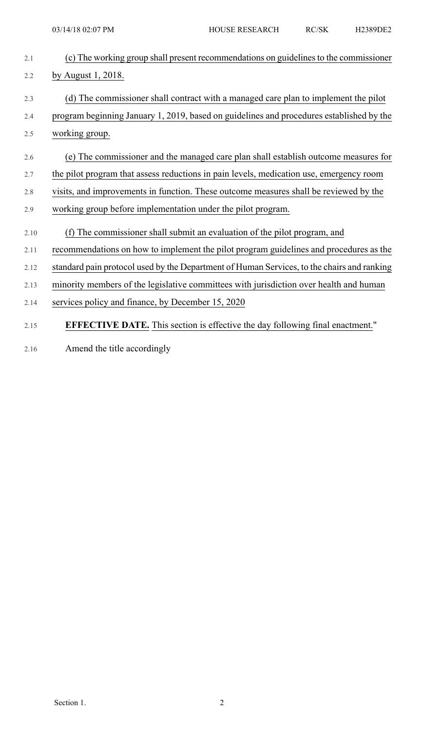(c) The working group shall present recommendations on guidelines to the commissioner by August 1, 2018.

(d) The commissioner shall contract with a managed care plan to implement the pilot program beginning January 1, 2019, based on guidelines and procedures established by the working group.

(e) The commissioner and the managed care plan shall establish outcome measures for the pilot program that assess reductions in pain levels, medication use, emergency room visits, and improvements in function. These outcome measures shall be reviewed by the working group before implementation under the pilot program.

(f) The commissioner shall submit an evaluation of the pilot program, and recommendations on how to implement the pilot program guidelines and procedures as the standard pain protocol used by the Department of Human Services, to the chairs and ranking minority members of the legislative committees with jurisdiction over health and human services policy and finance, by December 15, 2020

**EFFECTIVE DATE.** This section is effective the day following final enactment."

Amend the title accordingly